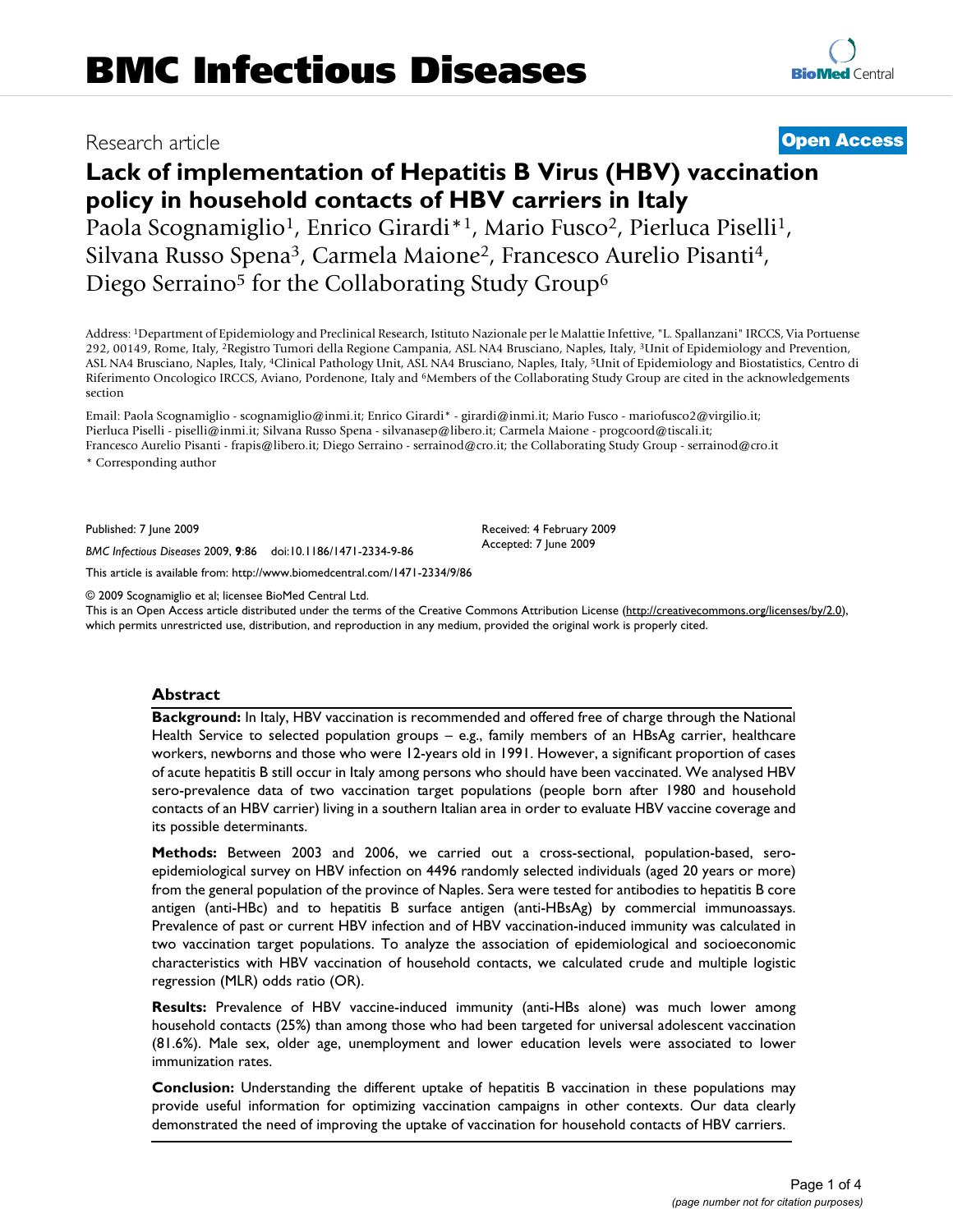Research article

**Open Access**

# Lack of implementation of Hepatitis B Virus (HBV) vaccination policy in household contacts of HBV carriers in Italy

Paola Scognamiglio[1], Enrico Girardi*[1], Mario Fusco[2], Pierluca Piselli[1], Silvana Russo Spena[3], Carmela Maione[2], Francesco Aurelio Pisanti[4], Diego Serraino[5] for the Collaborating Study Group[6]

Address: [1]Department of Epidemiology and Preclinical Research, Istituto Nazionale per le Malattie Infettive, "L. Spallanzani" IRCCS, Via Portuense 292, 00149, Rome, Italy, [2]Registro Tumori della Regione Campania, ASL NA4 Brusciano, Naples, Italy, [3]Unit of Epidemiology and Prevention, ASL NA4 Brusciano, Naples, Italy, [4]Clinical Pathology Unit, ASL NA4 Brusciano, Naples, Italy, [5]Unit of Epidemiology and Biostatistics, Centro di Riferimento Oncologico IRCCS, Aviano, Pordenone, Italy and [6]Members of the Collaborating Study Group are cited in the acknowledgements section

Email: Paola Scognamiglio - scognamiglio@inmi.it; Enrico Girardi* - girardi@inmi.it; Mario Fusco - mariofusco2@virgilio.it; Pierluca Piselli - piselli@inmi.it; Silvana Russo Spena - silvanasep@libero.it; Carmela Maione - progcoord@tiscali.it; Francesco Aurelio Pisanti - frapis@libero.it; Diego Serraino - serrainod@cro.it; the Collaborating Study Group - serrainod@cro.it

* Corresponding author

Published: 7 June 2009

*BMC Infectious Diseases* 2009, **9**:86 doi:10.1186/1471-2334-9-86

Received: 4 February 2009
Accepted: 7 June 2009

This article is available from: http://www.biomedcentral.com/1471-2334/9/86

© 2009 Scognamiglio et al; licensee BioMed Central Ltd.
This is an Open Access article distributed under the terms of the Creative Commons Attribution License (http://creativecommons.org/licenses/by/2.0), which permits unrestricted use, distribution, and reproduction in any medium, provided the original work is properly cited.

## Abstract

**Background:** In Italy, HBV vaccination is recommended and offered free of charge through the National Health Service to selected population groups – e.g., family members of an HBsAg carrier, healthcare workers, newborns and those who were 12-years old in 1991. However, a significant proportion of cases of acute hepatitis B still occur in Italy among persons who should have been vaccinated. We analysed HBV sero-prevalence data of two vaccination target populations (people born after 1980 and household contacts of an HBV carrier) living in a southern Italian area in order to evaluate HBV vaccine coverage and its possible determinants.

**Methods:** Between 2003 and 2006, we carried out a cross-sectional, population-based, sero-epidemiological survey on HBV infection on 4496 randomly selected individuals (aged 20 years or more) from the general population of the province of Naples. Sera were tested for antibodies to hepatitis B core antigen (anti-HBc) and to hepatitis B surface antigen (anti-HBsAg) by commercial immunoassays. Prevalence of past or current HBV infection and of HBV vaccination-induced immunity was calculated in two vaccination target populations. To analyze the association of epidemiological and socioeconomic characteristics with HBV vaccination of household contacts, we calculated crude and multiple logistic regression (MLR) odds ratio (OR).

**Results:** Prevalence of HBV vaccine-induced immunity (anti-HBs alone) was much lower among household contacts (25%) than among those who had been targeted for universal adolescent vaccination (81.6%). Male sex, older age, unemployment and lower education levels were associated to lower immunization rates.

**Conclusion:** Understanding the different uptake of hepatitis B vaccination in these populations may provide useful information for optimizing vaccination campaigns in other contexts. Our data clearly demonstrated the need of improving the uptake of vaccination for household contacts of HBV carriers.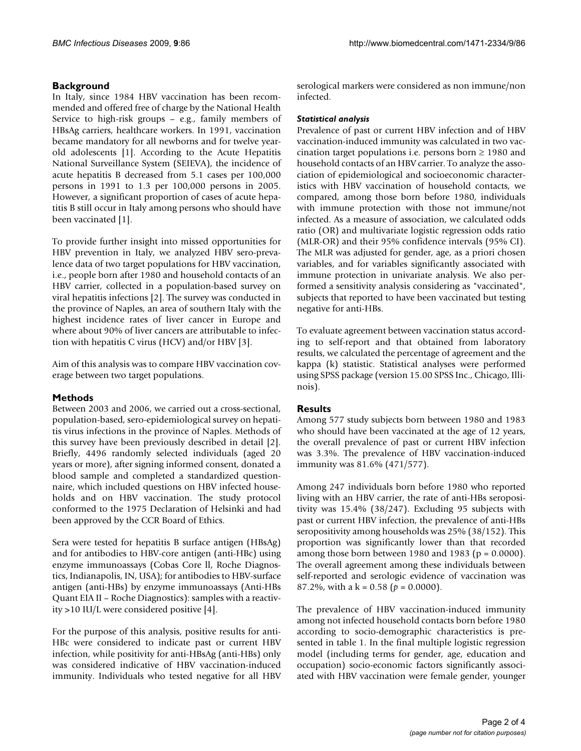## Background

In Italy, since 1984 HBV vaccination has been recommended and offered free of charge by the National Health Service to high-risk groups – e.g., family members of HBsAg carriers, healthcare workers. In 1991, vaccination became mandatory for all newborns and for twelve year-old adolescents [1]. According to the Acute Hepatitis National Surveillance System (SEIEVA), the incidence of acute hepatitis B decreased from 5.1 cases per 100,000 persons in 1991 to 1.3 per 100,000 persons in 2005. However, a significant proportion of cases of acute hepatitis B still occur in Italy among persons who should have been vaccinated [1].

To provide further insight into missed opportunities for HBV prevention in Italy, we analyzed HBV sero-prevalence data of two target populations for HBV vaccination, i.e., people born after 1980 and household contacts of an HBV carrier, collected in a population-based survey on viral hepatitis infections [2]. The survey was conducted in the province of Naples, an area of southern Italy with the highest incidence rates of liver cancer in Europe and where about 90% of liver cancers are attributable to infection with hepatitis C virus (HCV) and/or HBV [3].

Aim of this analysis was to compare HBV vaccination coverage between two target populations.

## Methods

Between 2003 and 2006, we carried out a cross-sectional, population-based, sero-epidemiological survey on hepatitis virus infections in the province of Naples. Methods of this survey have been previously described in detail [2]. Briefly, 4496 randomly selected individuals (aged 20 years or more), after signing informed consent, donated a blood sample and completed a standardized questionnaire, which included questions on HBV infected households and on HBV vaccination. The study protocol conformed to the 1975 Declaration of Helsinki and had been approved by the CCR Board of Ethics.

Sera were tested for hepatitis B surface antigen (HBsAg) and for antibodies to HBV-core antigen (anti-HBc) using enzyme immunoassays (Cobas Core ll, Roche Diagnostics, Indianapolis, IN, USA); for antibodies to HBV-surface antigen (anti-HBs) by enzyme immunoassays (Anti-HBs Quant EIA II – Roche Diagnostics): samples with a reactivity >10 IU/L were considered positive [4].

For the purpose of this analysis, positive results for anti-HBc were considered to indicate past or current HBV infection, while positivity for anti-HBsAg (anti-HBs) only was considered indicative of HBV vaccination-induced immunity. Individuals who tested negative for all HBV serological markers were considered as non immune/non infected.

### *Statistical analysis*

Prevalence of past or current HBV infection and of HBV vaccination-induced immunity was calculated in two vaccination target populations i.e. persons born ≥ 1980 and household contacts of an HBV carrier. To analyze the association of epidemiological and socioeconomic characteristics with HBV vaccination of household contacts, we compared, among those born before 1980, individuals with immune protection with those not immune/not infected. As a measure of association, we calculated odds ratio (OR) and multivariate logistic regression odds ratio (MLR-OR) and their 95% confidence intervals (95% CI). The MLR was adjusted for gender, age, as a priori chosen variables, and for variables significantly associated with immune protection in univariate analysis. We also performed a sensitivity analysis considering as "vaccinated", subjects that reported to have been vaccinated but testing negative for anti-HBs.

To evaluate agreement between vaccination status according to self-report and that obtained from laboratory results, we calculated the percentage of agreement and the kappa (k) statistic. Statistical analyses were performed using SPSS package (version 15.00 SPSS Inc., Chicago, Illinois).

## Results

Among 577 study subjects born between 1980 and 1983 who should have been vaccinated at the age of 12 years, the overall prevalence of past or current HBV infection was 3.3%. The prevalence of HBV vaccination-induced immunity was 81.6% (471/577).

Among 247 individuals born before 1980 who reported living with an HBV carrier, the rate of anti-HBs seropositivity was 15.4% (38/247). Excluding 95 subjects with past or current HBV infection, the prevalence of anti-HBs seropositivity among households was 25% (38/152). This proportion was significantly lower than that recorded among those born between 1980 and 1983 ($p = 0.0000$). The overall agreement among these individuals between self-reported and serologic evidence of vaccination was 87.2%, with a $k = 0.58$ ($p = 0.0000$).

The prevalence of HBV vaccination-induced immunity among not infected household contacts born before 1980 according to socio-demographic characteristics is presented in table 1. In the final multiple logistic regression model (including terms for gender, age, education and occupation) socio-economic factors significantly associated with HBV vaccination were female gender, younger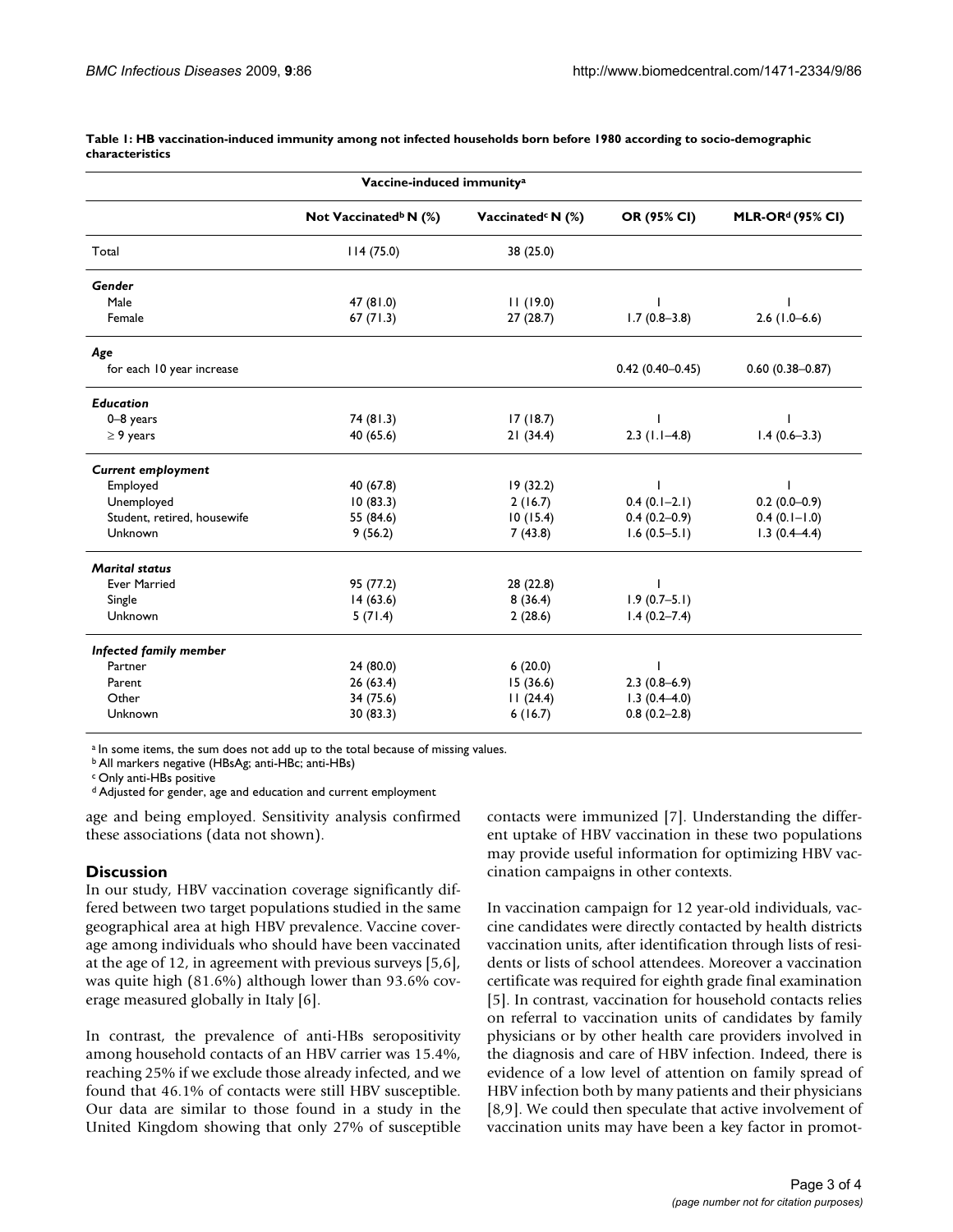**Table 1: HB vaccination-induced immunity among not infected households born before 1980 according to socio-demographic characteristics**

| | Vaccine-induced immunity[a] | | | |
|---|---|---|---|---|
| | Not Vaccinated[b] N (%) | Vaccinated[c] N (%) | OR (95% CI) | MLR-OR[d] (95% CI) |
| Total | 114 (75.0) | 38 (25.0) | | |
| ***Gender*** | | | | |
| Male | 47 (81.0) | 11 (19.0) | 1 | 1 |
| Female | 67 (71.3) | 27 (28.7) | 1.7 (0.8–3.8) | 2.6 (1.0–6.6) |
| ***Age*** | | | | |
| for each 10 year increase | | | 0.42 (0.40–0.45) | 0.60 (0.38–0.87) |
| ***Education*** | | | | |
| 0–8 years | 74 (81.3) | 17 (18.7) | 1 | 1 |
| ≥ 9 years | 40 (65.6) | 21 (34.4) | 2.3 (1.1–4.8) | 1.4 (0.6–3.3) |
| ***Current employment*** | | | | |
| Employed | 40 (67.8) | 19 (32.2) | 1 | 1 |
| Unemployed | 10 (83.3) | 2 (16.7) | 0.4 (0.1–2.1) | 0.2 (0.0–0.9) |
| Student, retired, housewife | 55 (84.6) | 10 (15.4) | 0.4 (0.2–0.9) | 0.4 (0.1–1.0) |
| Unknown | 9 (56.2) | 7 (43.8) | 1.6 (0.5–5.1) | 1.3 (0.4–4.4) |
| ***Marital status*** | | | | |
| Ever Married | 95 (77.2) | 28 (22.8) | 1 | |
| Single | 14 (63.6) | 8 (36.4) | 1.9 (0.7–5.1) | |
| Unknown | 5 (71.4) | 2 (28.6) | 1.4 (0.2–7.4) | |
| ***Infected family member*** | | | | |
| Partner | 24 (80.0) | 6 (20.0) | 1 | |
| Parent | 26 (63.4) | 15 (36.6) | 2.3 (0.8–6.9) | |
| Other | 34 (75.6) | 11 (24.4) | 1.3 (0.4–4.0) | |
| Unknown | 30 (83.3) | 6 (16.7) | 0.8 (0.2–2.8) | |

[a] In some items, the sum does not add up to the total because of missing values.
[b] All markers negative (HBsAg; anti-HBc; anti-HBs)
[c] Only anti-HBs positive
[d] Adjusted for gender, age and education and current employment

age and being employed. Sensitivity analysis confirmed these associations (data not shown).

## Discussion

In our study, HBV vaccination coverage significantly differed between two target populations studied in the same geographical area at high HBV prevalence. Vaccine coverage among individuals who should have been vaccinated at the age of 12, in agreement with previous surveys [5,6], was quite high (81.6%) although lower than 93.6% coverage measured globally in Italy [6].

In contrast, the prevalence of anti-HBs seropositivity among household contacts of an HBV carrier was 15.4%, reaching 25% if we exclude those already infected, and we found that 46.1% of contacts were still HBV susceptible. Our data are similar to those found in a study in the United Kingdom showing that only 27% of susceptible contacts were immunized [7]. Understanding the different uptake of HBV vaccination in these two populations may provide useful information for optimizing HBV vaccination campaigns in other contexts.

In vaccination campaign for 12 year-old individuals, vaccine candidates were directly contacted by health districts vaccination units, after identification through lists of residents or lists of school attendees. Moreover a vaccination certificate was required for eighth grade final examination [5]. In contrast, vaccination for household contacts relies on referral to vaccination units of candidates by family physicians or by other health care providers involved in the diagnosis and care of HBV infection. Indeed, there is evidence of a low level of attention on family spread of HBV infection both by many patients and their physicians [8,9]. We could then speculate that active involvement of vaccination units may have been a key factor in promot-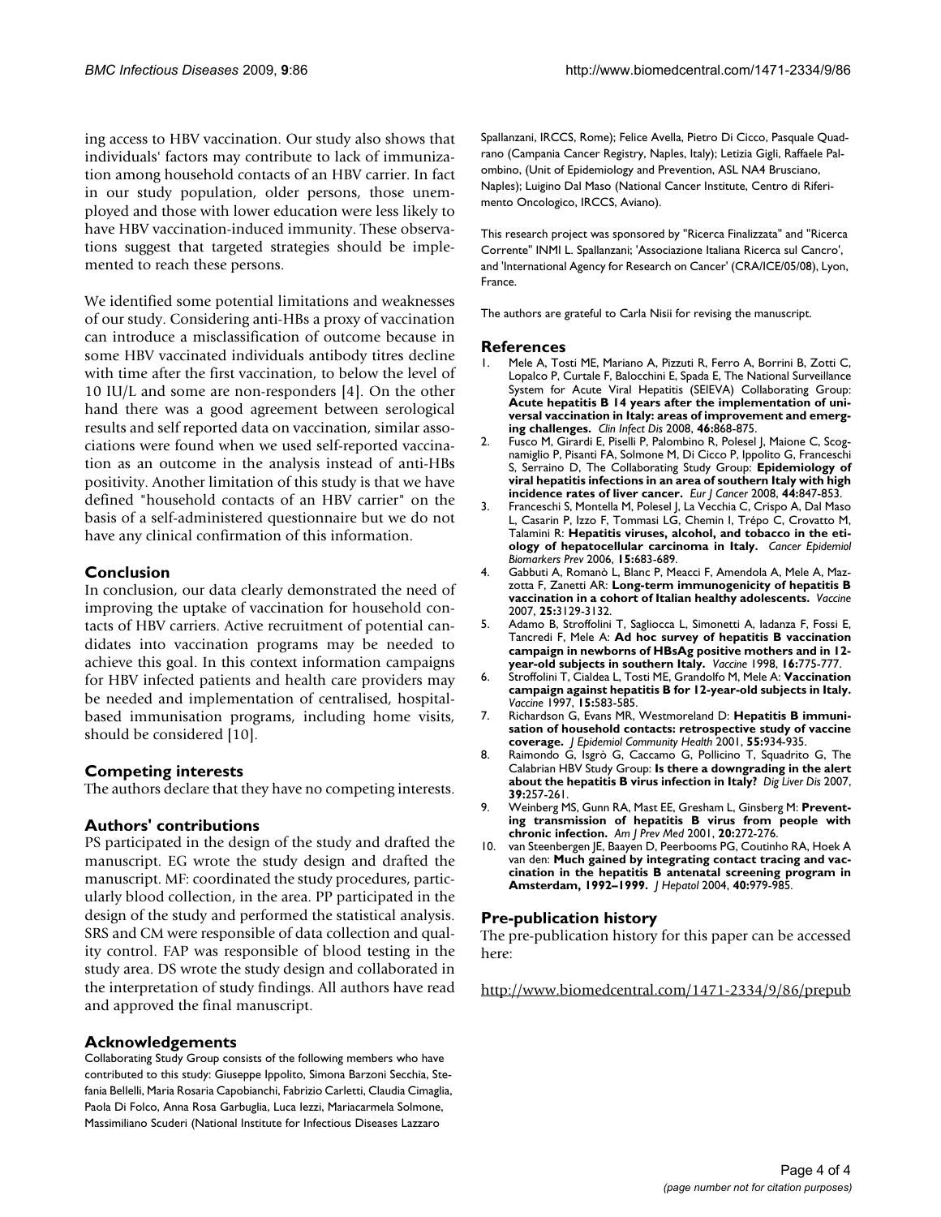ing access to HBV vaccination. Our study also shows that individuals' factors may contribute to lack of immunization among household contacts of an HBV carrier. In fact in our study population, older persons, those unemployed and those with lower education were less likely to have HBV vaccination-induced immunity. These observations suggest that targeted strategies should be implemented to reach these persons.

We identified some potential limitations and weaknesses of our study. Considering anti-HBs a proxy of vaccination can introduce a misclassification of outcome because in some HBV vaccinated individuals antibody titres decline with time after the first vaccination, to below the level of 10 IU/L and some are non-responders [4]. On the other hand there was a good agreement between serological results and self reported data on vaccination, similar associations were found when we used self-reported vaccination as an outcome in the analysis instead of anti-HBs positivity. Another limitation of this study is that we have defined "household contacts of an HBV carrier" on the basis of a self-administered questionnaire but we do not have any clinical confirmation of this information.

## Conclusion

In conclusion, our data clearly demonstrated the need of improving the uptake of vaccination for household contacts of HBV carriers. Active recruitment of potential candidates into vaccination programs may be needed to achieve this goal. In this context information campaigns for HBV infected patients and health care providers may be needed and implementation of centralised, hospital-based immunisation programs, including home visits, should be considered [10].

## Competing interests

The authors declare that they have no competing interests.

## Authors' contributions

PS participated in the design of the study and drafted the manuscript. EG wrote the study design and drafted the manuscript. MF: coordinated the study procedures, particularly blood collection, in the area. PP participated in the design of the study and performed the statistical analysis. SRS and CM were responsible of data collection and quality control. FAP was responsible of blood testing in the study area. DS wrote the study design and collaborated in the interpretation of study findings. All authors have read and approved the final manuscript.

## Acknowledgements

Collaborating Study Group consists of the following members who have contributed to this study: Giuseppe Ippolito, Simona Barzoni Secchia, Stefania Bellelli, Maria Rosaria Capobianchi, Fabrizio Carletti, Claudia Cimaglia, Paola Di Folco, Anna Rosa Garbuglia, Luca Iezzi, Mariacarmela Solmone, Massimiliano Scuderi (National Institute for Infectious Diseases Lazzaro Spallanzani, IRCCS, Rome); Felice Avella, Pietro Di Cicco, Pasquale Quadrano (Campania Cancer Registry, Naples, Italy); Letizia Gigli, Raffaele Palombino, (Unit of Epidemiology and Prevention, ASL NA4 Brusciano, Naples); Luigino Dal Maso (National Cancer Institute, Centro di Riferimento Oncologico, IRCCS, Aviano).

This research project was sponsored by "Ricerca Finalizzata" and "Ricerca Corrente" INMI L. Spallanzani; 'Associazione Italiana Ricerca sul Cancro', and 'International Agency for Research on Cancer' (CRA/ICE/05/08), Lyon, France.

The authors are grateful to Carla Nisii for revising the manuscript.

## References

1. Mele A, Tosti ME, Mariano A, Pizzuti R, Ferro A, Borrini B, Zotti C, Lopalco P, Curtale F, Balocchini E, Spada E, The National Surveillance System for Acute Viral Hepatitis (SEIEVA) Collaborating Group: **Acute hepatitis B 14 years after the implementation of universal vaccination in Italy: areas of improvement and emerging challenges.** *Clin Infect Dis* 2008, **46:**868-875.
2. Fusco M, Girardi E, Piselli P, Palombino R, Polesel J, Maione C, Scognamiglio P, Pisanti FA, Solmone M, Di Cicco P, Ippolito G, Franceschi S, Serraino D, The Collaborating Study Group: **Epidemiology of viral hepatitis infections in an area of southern Italy with high incidence rates of liver cancer.** *Eur J Cancer* 2008, **44:**847-853.
3. Franceschi S, Montella M, Polesel J, La Vecchia C, Crispo A, Dal Maso L, Casarin P, Izzo F, Tommasi LG, Chemin I, Trépo C, Crovatto M, Talamini R: **Hepatitis viruses, alcohol, and tobacco in the etiology of hepatocellular carcinoma in Italy.** *Cancer Epidemiol Biomarkers Prev* 2006, **15:**683-689.
4. Gabbuti A, Romanò L, Blanc P, Meacci F, Amendola A, Mele A, Mazzotta F, Zanetti AR: **Long-term immunogenicity of hepatitis B vaccination in a cohort of Italian healthy adolescents.** *Vaccine* 2007, **25:**3129-3132.
5. Adamo B, Stroffolini T, Sagliocca L, Simonetti A, Iadanza F, Fossi E, Tancredi F, Mele A: **Ad hoc survey of hepatitis B vaccination campaign in newborns of HBsAg positive mothers and in 12-year-old subjects in southern Italy.** *Vaccine* 1998, **16:**775-777.
6. Stroffolini T, Cialdea L, Tosti ME, Grandolfo M, Mele A: **Vaccination campaign against hepatitis B for 12-year-old subjects in Italy.** *Vaccine* 1997, **15:**583-585.
7. Richardson G, Evans MR, Westmoreland D: **Hepatitis B immunisation of household contacts: retrospective study of vaccine coverage.** *J Epidemiol Community Health* 2001, **55:**934-935.
8. Raimondo G, Isgrò G, Caccamo G, Pollicino T, Squadrito G, The Calabrian HBV Study Group: **Is there a downgrading in the alert about the hepatitis B virus infection in Italy?** *Dig Liver Dis* 2007, **39:**257-261.
9. Weinberg MS, Gunn RA, Mast EE, Gresham L, Ginsberg M: **Preventing transmission of hepatitis B virus from people with chronic infection.** *Am J Prev Med* 2001, **20:**272-276.
10. van Steenbergen JE, Baayen D, Peerbooms PG, Coutinho RA, Hoek A van den: **Much gained by integrating contact tracing and vaccination in the hepatitis B antenatal screening program in Amsterdam, 1992–1999.** *J Hepatol* 2004, **40:**979-985.

## Pre-publication history

The pre-publication history for this paper can be accessed here:

http://www.biomedcentral.com/1471-2334/9/86/prepub